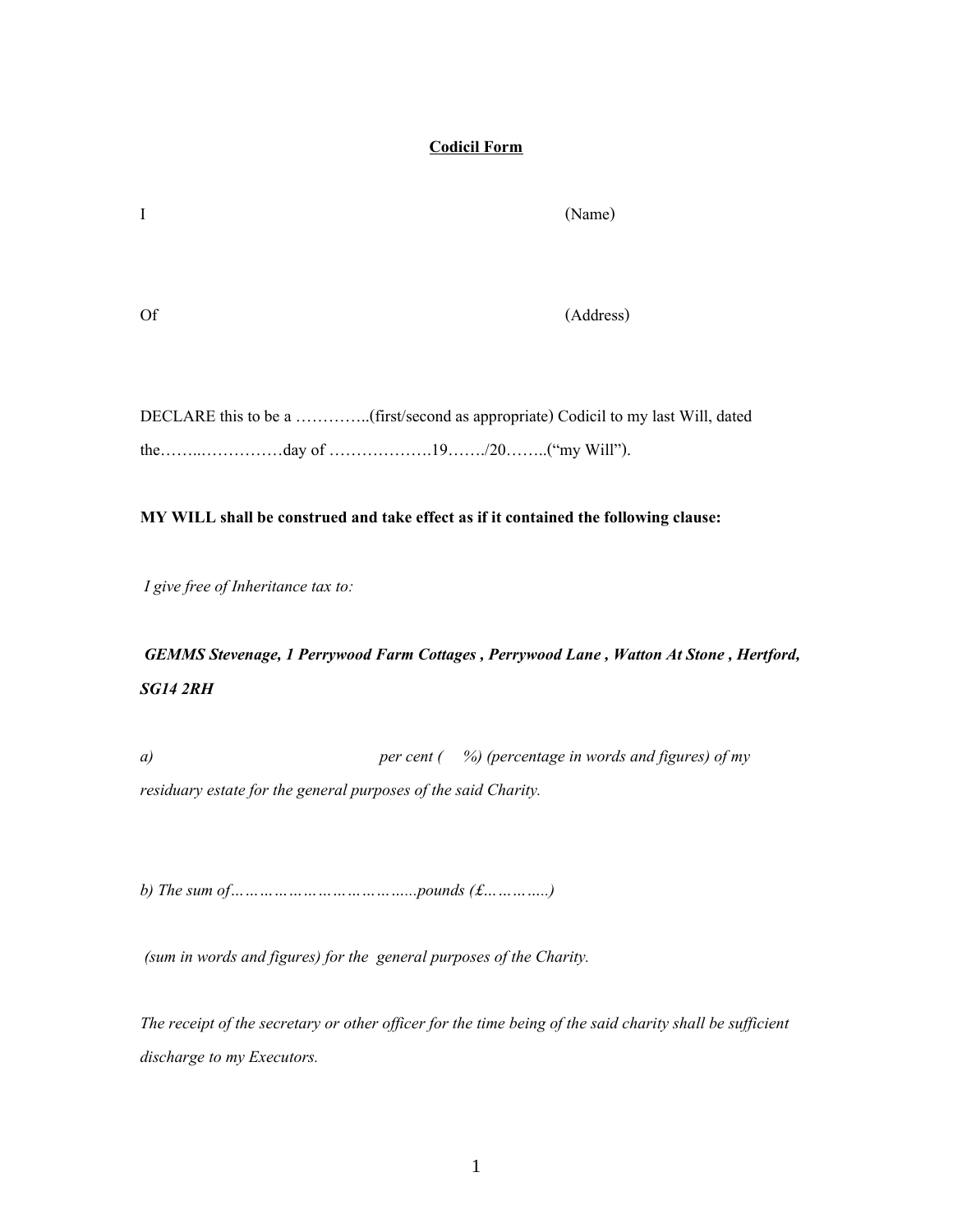**Codicil Form**

I (Name)

Of (Address)

DECLARE this to be a …………..(first/second as appropriate) Codicil to my last Will, dated the……..……………day of ……………….19……./20……..("my Will").

**MY WILL shall be construed and take effect as if it contained the following clause:**

*I give free of Inheritance tax to:*

***GEMMS Stevenage, 1 Perrywood Farm Cottages , Perrywood Lane , Watton At Stone , Hertford, SG14 2RH***

*a) per cent ( %) (percentage in words and figures) of my residuary estate for the general purposes of the said Charity.*

*b) The sum of………………………………..pounds (£…………..)*

*(sum in words and figures) for the general purposes of the Charity.*

*The receipt of the secretary or other officer for the time being of the said charity shall be sufficient discharge to my Executors.*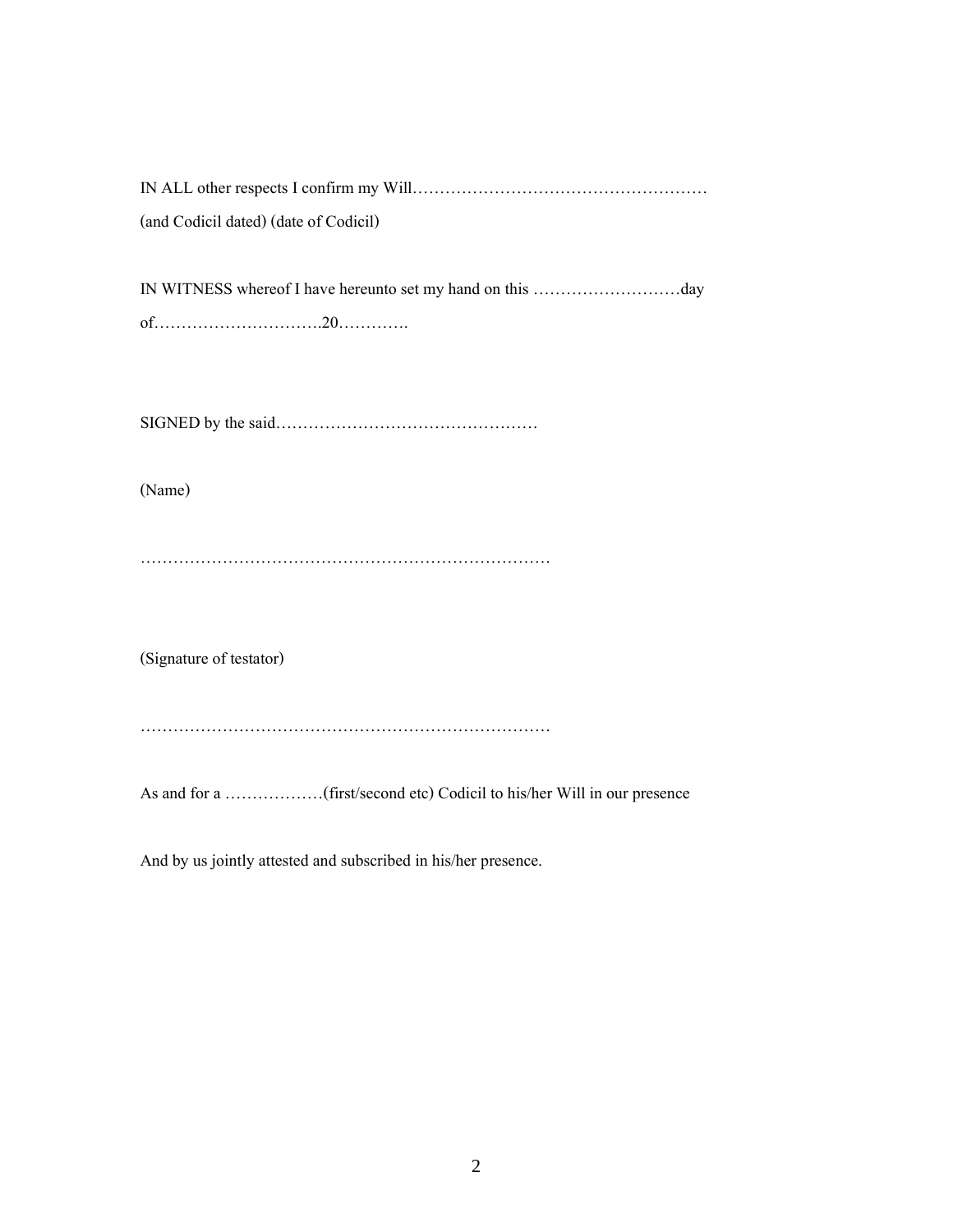IN ALL other respects I confirm my Will………………………………………………
(and Codicil dated) (date of Codicil)

IN WITNESS whereof I have hereunto set my hand on this ………………………day of………………………..20………….

SIGNED by the said…………………………………………

(Name)

…………………………………………………………………

(Signature of testator)

…………………………………………………………………

As and for a ………………(first/second etc) Codicil to his/her Will in our presence

And by us jointly attested and subscribed in his/her presence.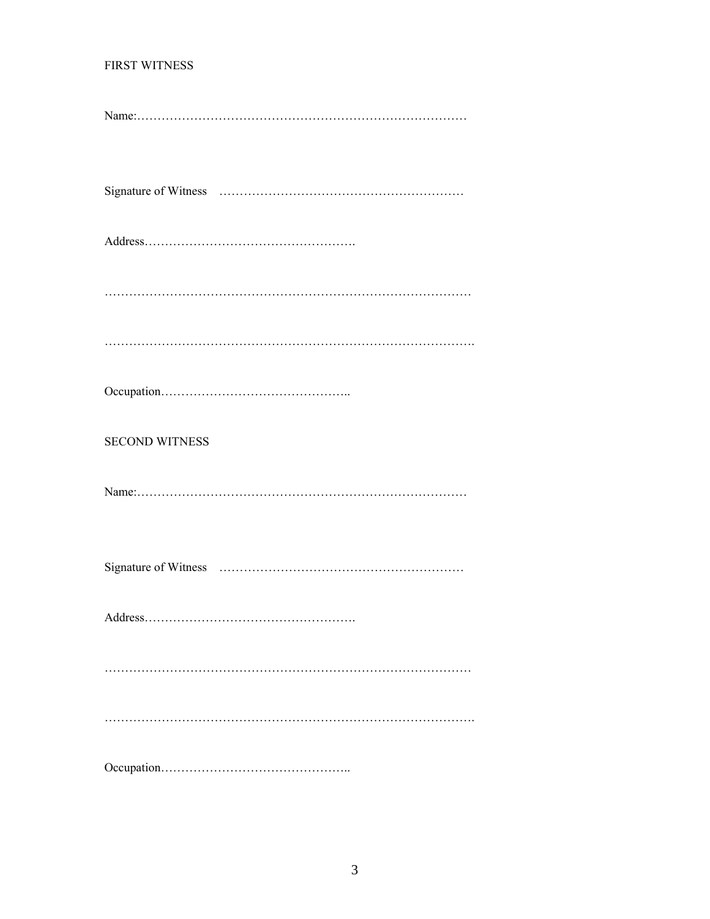FIRST WITNESS

Name:………………………………………………………………………

Signature of Witness …………………………………………………

Address………………………………………….

…………………………………………………………………………………

………………………………………………………………………………….

Occupation……………………………………..

SECOND WITNESS

Name:………………………………………………………………………

Signature of Witness …………………………………………………

Address………………………………………….

…………………………………………………………………………………

………………………………………………………………………………….

Occupation……………………………………..